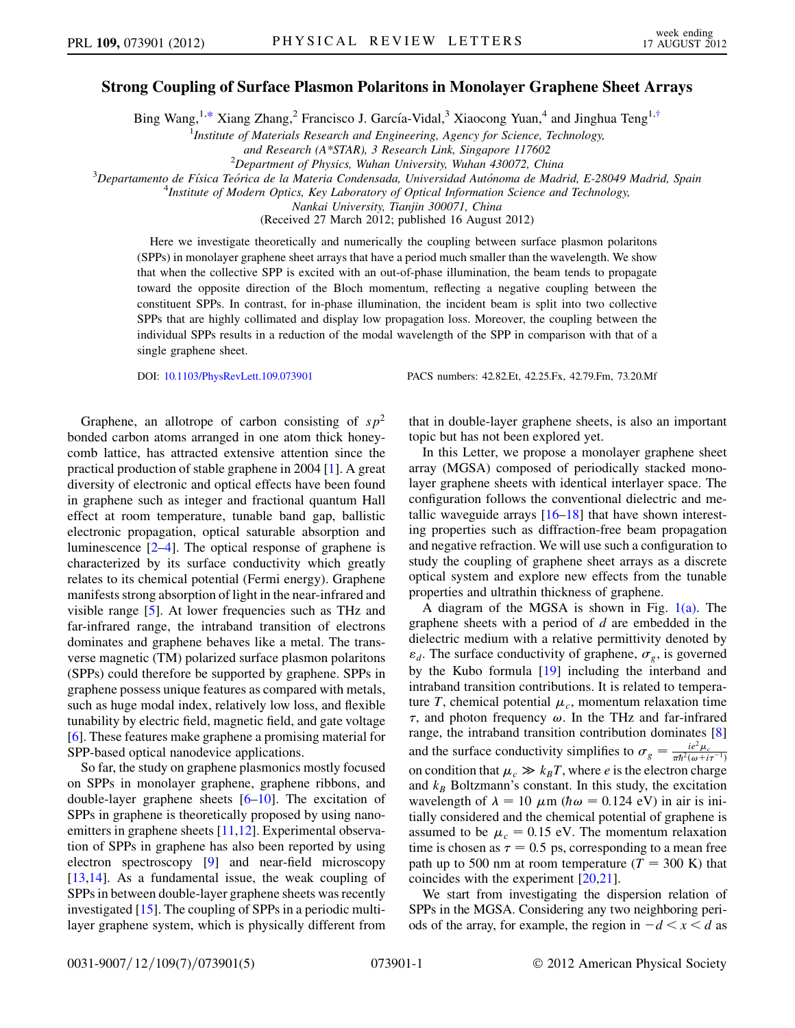# Strong Coupling of Surface Plasmon Polaritons in Monolayer Graphene Sheet Arrays

Bing Wang,[1,*] Xiang Zhang,[2] Francisco J. García-Vidal,[3] Xiaocong Yuan,[4] and Jinghua Teng[1,†]

[1]Institute of Materials Research and Engineering, Agency for Science, Technology, and Research (A*STAR), 3 Research Link, Singapore 117602

[2]Department of Physics, Wuhan University, Wuhan 430072, China

[3]Departamento de Física Teórica de la Materia Condensada, Universidad Autónoma de Madrid, E-28049 Madrid, Spain

[4]Institute of Modern Optics, Key Laboratory of Optical Information Science and Technology, Nankai University, Tianjin 300071, China

(Received 27 March 2012; published 16 August 2012)

Here we investigate theoretically and numerically the coupling between surface plasmon polaritons (SPPs) in monolayer graphene sheet arrays that have a period much smaller than the wavelength. We show that when the collective SPP is excited with an out-of-phase illumination, the beam tends to propagate toward the opposite direction of the Bloch momentum, reflecting a negative coupling between the constituent SPPs. In contrast, for in-phase illumination, the incident beam is split into two collective SPPs that are highly collimated and display low propagation loss. Moreover, the coupling between the individual SPPs results in a reduction of the modal wavelength of the SPP in comparison with that of a single graphene sheet.

DOI: 10.1103/PhysRevLett.109.073901 PACS numbers: 42.82.Et, 42.25.Fx, 42.79.Fm, 73.20.Mf

Graphene, an allotrope of carbon consisting of $sp^2$ bonded carbon atoms arranged in one atom thick honeycomb lattice, has attracted extensive attention since the practical production of stable graphene in 2004 [1]. A great diversity of electronic and optical effects have been found in graphene such as integer and fractional quantum Hall effect at room temperature, tunable band gap, ballistic electronic propagation, optical saturable absorption and luminescence [2–4]. The optical response of graphene is characterized by its surface conductivity which greatly relates to its chemical potential (Fermi energy). Graphene manifests strong absorption of light in the near-infrared and visible range [5]. At lower frequencies such as THz and far-infrared range, the intraband transition of electrons dominates and graphene behaves like a metal. The transverse magnetic (TM) polarized surface plasmon polaritons (SPPs) could therefore be supported by graphene. SPPs in graphene possess unique features as compared with metals, such as huge modal index, relatively low loss, and flexible tunability by electric field, magnetic field, and gate voltage [6]. These features make graphene a promising material for SPP-based optical nanodevice applications.

So far, the study on graphene plasmonics mostly focused on SPPs in monolayer graphene, graphene ribbons, and double-layer graphene sheets [6–10]. The excitation of SPPs in graphene is theoretically proposed by using nanoemitters in graphene sheets [11,12]. Experimental observation of SPPs in graphene has also been reported by using electron spectroscopy [9] and near-field microscopy [13,14]. As a fundamental issue, the weak coupling of SPPs in between double-layer graphene sheets was recently investigated [15]. The coupling of SPPs in a periodic multilayer graphene system, which is physically different from that in double-layer graphene sheets, is also an important topic but has not been explored yet.

In this Letter, we propose a monolayer graphene sheet array (MGSA) composed of periodically stacked monolayer graphene sheets with identical interlayer space. The configuration follows the conventional dielectric and metallic waveguide arrays [16–18] that have shown interesting properties such as diffraction-free beam propagation and negative refraction. We will use such a configuration to study the coupling of graphene sheet arrays as a discrete optical system and explore new effects from the tunable properties and ultrathin thickness of graphene.

A diagram of the MGSA is shown in Fig. 1(a). The graphene sheets with a period of $d$ are embedded in the dielectric medium with a relative permittivity denoted by $\varepsilon_d$. The surface conductivity of graphene, $\sigma_g$, is governed by the Kubo formula [19] including the interband and intraband transition contributions. It is related to temperature $T$, chemical potential $\mu_c$, momentum relaxation time $\tau$, and photon frequency $\omega$. In the THz and far-infrared range, the intraband transition contribution dominates [8] and the surface conductivity simplifies to $\sigma_g = \frac{ie^2\mu_c}{\pi\hbar^2(\omega+i\tau^{-1})}$ on condition that $\mu_c \gg k_B T$, where $e$ is the electron charge and $k_B$ Boltzmann's constant. In this study, the excitation wavelength of $\lambda = 10\ \mu\text{m}$ ($\hbar\omega = 0.124$ eV) in air is initially considered and the chemical potential of graphene is assumed to be $\mu_c = 0.15$ eV. The momentum relaxation time is chosen as $\tau = 0.5$ ps, corresponding to a mean free path up to 500 nm at room temperature ($T = 300$ K) that coincides with the experiment [20,21].

We start from investigating the dispersion relation of SPPs in the MGSA. Considering any two neighboring periods of the array, for example, the region in $-d < x < d$ as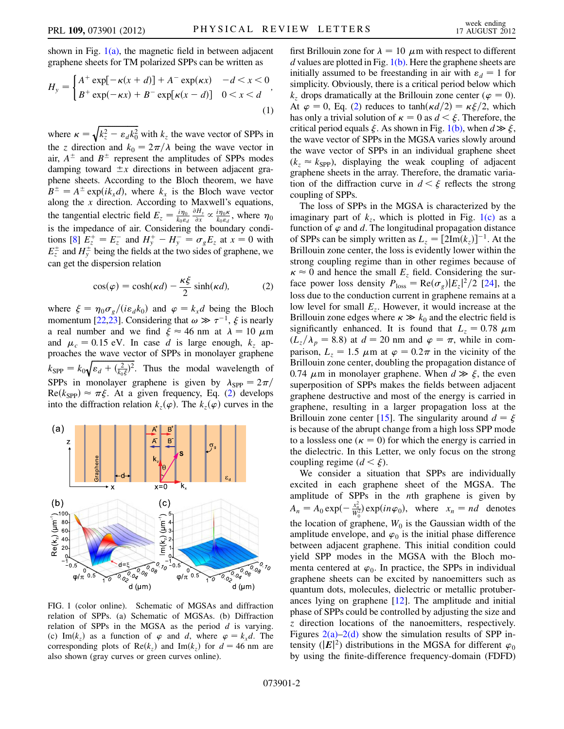shown in Fig. 1(a), the magnetic field in between adjacent graphene sheets for TM polarized SPPs can be written as

$$H_y = \begin{cases} A^+ \exp[-\kappa(x+d)] + A^- \exp(\kappa x) & -d < x < 0 \\ B^+ \exp(-\kappa x) + B^- \exp[\kappa(x-d)] & 0 < x < d \end{cases}, \tag{1}$$

where $\kappa = \sqrt{k_z^2 - \varepsilon_d k_0^2}$ with $k_z$ the wave vector of SPPs in the $z$ direction and $k_0 = 2\pi/\lambda$ being the wave vector in air, $A^{\pm}$ and $B^{\pm}$ represent the amplitudes of SPPs modes damping toward $\pm x$ directions in between adjacent graphene sheets. According to the Bloch theorem, we have $B^{\pm} = A^{\pm}\exp(ik_x d)$, where $k_x$ is the Bloch wave vector along the $x$ direction. According to Maxwell's equations, the tangential electric field $E_z = \frac{i\eta_0}{k_0\varepsilon_d}\frac{\partial H_y}{\partial x} \propto \frac{i\eta_0\kappa}{k_0\varepsilon_d}$, where $\eta_0$ is the impedance of air. Considering the boundary conditions [8] $E_z^+ = E_z^-$ and $H_y^+ - H_y^- = \sigma_g E_z$ at $x = 0$ with $E_z^{\pm}$ and $H_y^{\pm}$ being the fields at the two sides of graphene, we can get the dispersion relation

$$\cos(\varphi) = \cosh(\kappa d) - \frac{\kappa\xi}{2}\sinh(\kappa d), \tag{2}$$

where $\xi = \eta_0\sigma_g/(i\varepsilon_d k_0)$ and $\varphi = k_x d$ being the Bloch momentum [22,23]. Considering that $\omega \gg \tau^{-1}$, $\xi$ is nearly a real number and we find $\xi \approx 46$ nm at $\lambda = 10$ $\mu$m and $\mu_c = 0.15$ eV. In case $d$ is large enough, $k_z$ approaches the wave vector of SPPs in monolayer graphene $k_{\text{SPP}} = k_0\sqrt{\varepsilon_d + (\frac{2}{k_0\xi})^2}$. Thus the modal wavelength of SPPs in monolayer graphene is given by $\lambda_{\text{SPP}} = 2\pi/\text{Re}(k_{\text{SPP}}) \approx \pi\xi$. At a given frequency, Eq. (2) develops into the diffraction relation $k_z(\varphi)$. The $k_z(\varphi)$ curves in the first Brillouin zone for $\lambda = 10$ $\mu$m with respect to different $d$ values are plotted in Fig. 1(b). Here the graphene sheets are initially assumed to be freestanding in air with $\varepsilon_d = 1$ for simplicity. Obviously, there is a critical period below which $k_z$ drops dramatically at the Brillouin zone center ($\varphi = 0$). At $\varphi = 0$, Eq. (2) reduces to $\tanh(\kappa d/2) = \kappa\xi/2$, which has only a trivial solution of $\kappa = 0$ as $d < \xi$. Therefore, the critical period equals $\xi$. As shown in Fig. 1(b), when $d \gg \xi$, the wave vector of SPPs in the MGSA varies slowly around the wave vector of SPPs in an individual graphene sheet ($k_z \approx k_{\text{SPP}}$), displaying the weak coupling of adjacent graphene sheets in the array. Therefore, the dramatic variation of the diffraction curve in $d < \xi$ reflects the strong coupling of SPPs.

FIG. 1 (color online). Schematic of MGSAs and diffraction relation of SPPs. (a) Schematic of MGSAs. (b) Diffraction relation of SPPs in the MGSA as the period $d$ is varying. (c) $\text{Im}(k_z)$ as a function of $\varphi$ and $d$, where $\varphi = k_x d$. The corresponding plots of $\text{Re}(k_z)$ and $\text{Im}(k_z)$ for $d = 46$ nm are also shown (gray curves or green curves online).

The loss of SPPs in the MGSA is characterized by the imaginary part of $k_z$, which is plotted in Fig. 1(c) as a function of $\varphi$ and $d$. The longitudinal propagation distance of SPPs can be simply written as $L_z = [2\text{Im}(k_z)]^{-1}$. At the Brillouin zone center, the loss is evidently lower within the strong coupling regime than in other regimes because of $\kappa \approx 0$ and hence the small $E_z$ field. Considering the surface power loss density $P_{\text{loss}} = \text{Re}(\sigma_g)|E_z|^2/2$ [24], the loss due to the conduction current in graphene remains at a low level for small $E_z$. However, it would increase at the Brillouin zone edges where $\kappa \gg k_0$ and the electric field is significantly enhanced. It is found that $L_z = 0.78$ $\mu$m ($L_z/\lambda_p = 8.8$) at $d = 20$ nm and $\varphi = \pi$, while in comparison, $L_z = 1.5$ $\mu$m at $\varphi = 0.2\pi$ in the vicinity of the Brillouin zone center, doubling the propagation distance of 0.74 $\mu$m in monolayer graphene. When $d \gg \xi$, the even superposition of SPPs makes the fields between adjacent graphene destructive and most of the energy is carried in graphene, resulting in a larger propagation loss at the Brillouin zone center [15]. The singularity around $d = \xi$ is because of the abrupt change from a high loss SPP mode to a lossless one ($\kappa = 0$) for which the energy is carried in the dielectric. In this Letter, we only focus on the strong coupling regime ($d < \xi$).

We consider a situation that SPPs are individually excited in each graphene sheet of the MGSA. The amplitude of SPPs in the $n$th graphene is given by $A_n = A_0\exp(-\frac{x_n^2}{W_0^2})\exp(in\varphi_0)$, where $x_n = nd$ denotes the location of graphene, $W_0$ is the Gaussian width of the amplitude envelope, and $\varphi_0$ is the initial phase difference between adjacent graphene. This initial condition could yield SPP modes in the MGSA with the Bloch momenta centered at $\varphi_0$. In practice, the SPPs in individual graphene sheets can be excited by nanoemitters such as quantum dots, molecules, dielectric or metallic protuberances lying on graphene [12]. The amplitude and initial phase of SPPs could be controlled by adjusting the size and $z$ direction locations of the nanoemitters, respectively. Figures 2(a)–2(d) show the simulation results of SPP intensity ($|\boldsymbol{E}|^2$) distributions in the MGSA for different $\varphi_0$ by using the finite-difference frequency-domain (FDFD)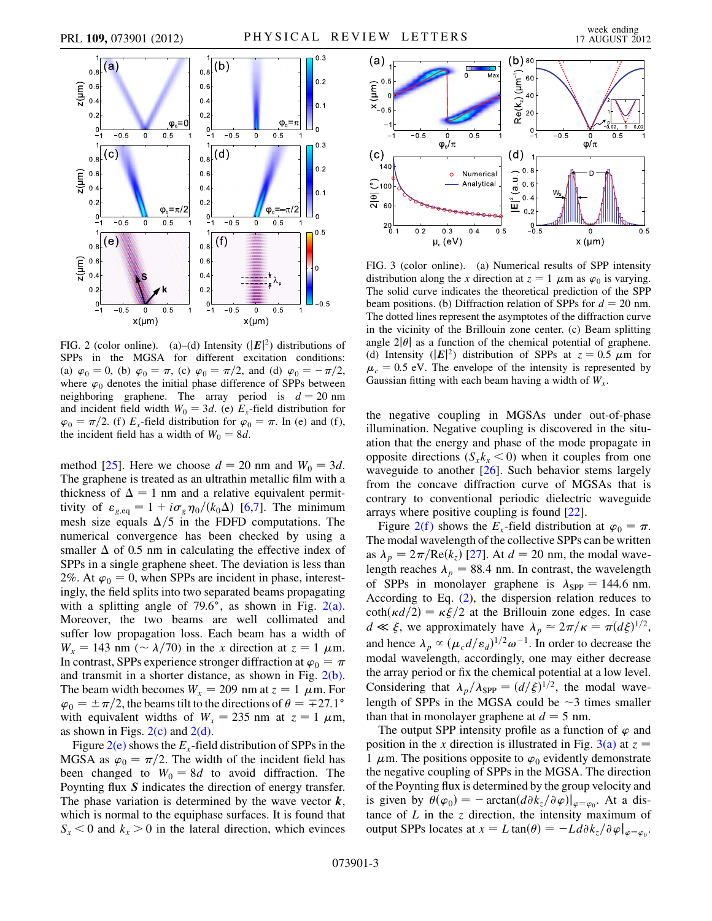FIG. 2 (color online). (a)–(d) Intensity ($|\boldsymbol{E}|^2$) distributions of SPPs in the MGSA for different excitation conditions: (a) $\varphi_0 = 0$, (b) $\varphi_0 = \pi$, (c) $\varphi_0 = \pi/2$, and (d) $\varphi_0 = -\pi/2$, where $\varphi_0$ denotes the initial phase difference of SPPs between neighboring graphene. The array period is $d = 20$ nm and incident field width $W_0 = 3d$. (e) $E_x$-field distribution for $\varphi_0 = \pi/2$. (f) $E_x$-field distribution for $\varphi_0 = \pi$. In (e) and (f), the incident field has a width of $W_0 = 8d$.

method [25]. Here we choose $d = 20$ nm and $W_0 = 3d$. The graphene is treated as an ultrathin metallic film with a thickness of $\Delta = 1$ nm and a relative equivalent permittivity of $\varepsilon_{g,\mathrm{eq}} = 1 + i\sigma_g\eta_0/(k_0\Delta)$ [6,7]. The minimum mesh size equals $\Delta/5$ in the FDFD computations. The numerical convergence has been checked by using a smaller $\Delta$ of 0.5 nm in calculating the effective index of SPPs in a single graphene sheet. The deviation is less than 2%. At $\varphi_0 = 0$, when SPPs are incident in phase, interestingly, the field splits into two separated beams propagating with a splitting angle of 79.6°, as shown in Fig. 2(a). Moreover, the two beams are well collimated and suffer low propagation loss. Each beam has a width of $W_x = 143$ nm ($\sim \lambda/70$) in the $x$ direction at $z = 1$ $\mu$m. In contrast, SPPs experience stronger diffraction at $\varphi_0 = \pi$ and transmit in a shorter distance, as shown in Fig. 2(b). The beam width becomes $W_x = 209$ nm at $z = 1$ $\mu$m. For $\varphi_0 = \pm\pi/2$, the beams tilt to the directions of $\theta = \mp 27.1°$ with equivalent widths of $W_x = 235$ nm at $z = 1$ $\mu$m, as shown in Figs. 2(c) and 2(d).

Figure 2(e) shows the $E_x$-field distribution of SPPs in the MGSA as $\varphi_0 = \pi/2$. The width of the incident field has been changed to $W_0 = 8d$ to avoid diffraction. The Poynting flux $\boldsymbol{S}$ indicates the direction of energy transfer. The phase variation is determined by the wave vector $\boldsymbol{k}$, which is normal to the equiphase surfaces. It is found that $S_x < 0$ and $k_x > 0$ in the lateral direction, which evinces the negative coupling in MGSAs under out-of-phase illumination. Negative coupling is discovered in the situation that the energy and phase of the mode propagate in opposite directions ($S_x k_x < 0$) when it couples from one waveguide to another [26]. Such behavior stems largely from the concave diffraction curve of MGSAs that is contrary to conventional periodic dielectric waveguide arrays where positive coupling is found [22].

FIG. 3 (color online). (a) Numerical results of SPP intensity distribution along the $x$ direction at $z = 1$ $\mu$m as $\varphi_0$ is varying. The solid curve indicates the theoretical prediction of the SPP beam positions. (b) Diffraction relation of SPPs for $d = 20$ nm. The dotted lines represent the asymptotes of the diffraction curve in the vicinity of the Brillouin zone center. (c) Beam splitting angle $2|\theta|$ as a function of the chemical potential of graphene. (d) Intensity ($|\boldsymbol{E}|^2$) distribution of SPPs at $z = 0.5$ $\mu$m for $\mu_c = 0.5$ eV. The envelope of the intensity is represented by Gaussian fitting with each beam having a width of $W_x$.

Figure 2(f) shows the $E_x$-field distribution at $\varphi_0 = \pi$. The modal wavelength of the collective SPPs can be written as $\lambda_p = 2\pi/\mathrm{Re}(k_z)$ [27]. At $d = 20$ nm, the modal wavelength reaches $\lambda_p = 88.4$ nm. In contrast, the wavelength of SPPs in monolayer graphene is $\lambda_{\mathrm{SPP}} = 144.6$ nm. According to Eq. (2), the dispersion relation reduces to $\coth(\kappa d/2) = \kappa\xi/2$ at the Brillouin zone edges. In case $d \ll \xi$, we approximately have $\lambda_p \approx 2\pi/\kappa = \pi(d\xi)^{1/2}$, and hence $\lambda_p \propto (\mu_c d/\varepsilon_d)^{1/2}\omega^{-1}$. In order to decrease the modal wavelength, accordingly, one may either decrease the array period or fix the chemical potential at a low level. Considering that $\lambda_p/\lambda_{\mathrm{SPP}} = (d/\xi)^{1/2}$, the modal wavelength of SPPs in the MGSA could be $\sim$3 times smaller than that in monolayer graphene at $d = 5$ nm.

The output SPP intensity profile as a function of $\varphi$ and position in the $x$ direction is illustrated in Fig. 3(a) at $z = 1$ $\mu$m. The positions opposite to $\varphi_0$ evidently demonstrate the negative coupling of SPPs in the MGSA. The direction of the Poynting flux is determined by the group velocity and is given by $\theta(\varphi_0) = -\arctan(d\partial k_z/\partial\varphi)|_{\varphi=\varphi_0}$. At a distance of $L$ in the $z$ direction, the intensity maximum of output SPPs locates at $x = L\tan(\theta) = -Ld\partial k_z/\partial\varphi|_{\varphi=\varphi_0}$.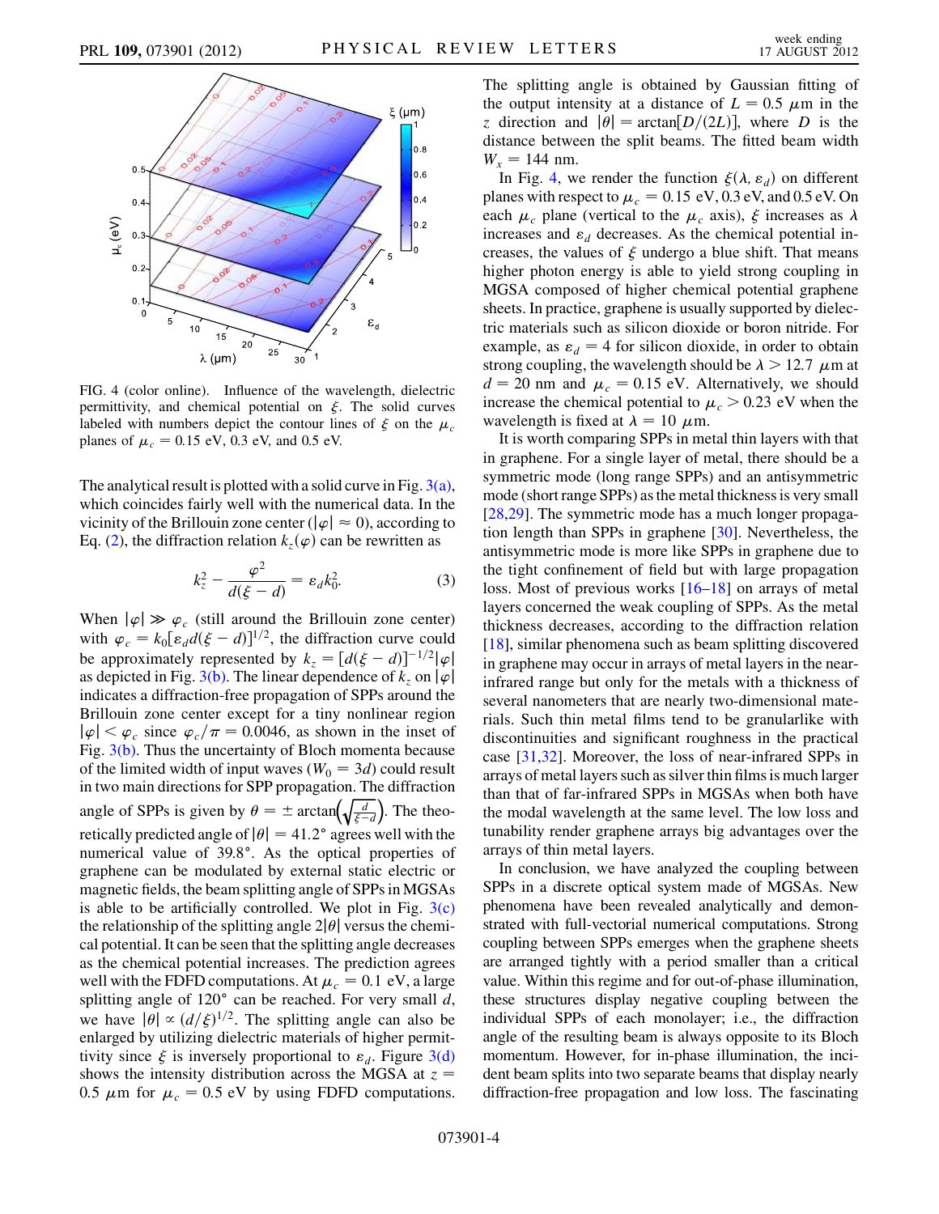FIG. 4 (color online). Influence of the wavelength, dielectric permittivity, and chemical potential on $\xi$. The solid curves labeled with numbers depict the contour lines of $\xi$ on the $\mu_c$ planes of $\mu_c = 0.15$ eV, 0.3 eV, and 0.5 eV.

The analytical result is plotted with a solid curve in Fig. 3(a), which coincides fairly well with the numerical data. In the vicinity of the Brillouin zone center ($|\varphi| \approx 0$), according to Eq. (2), the diffraction relation $k_z(\varphi)$ can be rewritten as

$$k_z^2 - \frac{\varphi^2}{d(\xi - d)} = \varepsilon_d k_0^2. \tag{3}$$

When $|\varphi| \gg \varphi_c$ (still around the Brillouin zone center) with $\varphi_c = k_0[\varepsilon_d d(\xi - d)]^{1/2}$, the diffraction curve could be approximately represented by $k_z = [d(\xi - d)]^{-1/2}|\varphi|$ as depicted in Fig. 3(b). The linear dependence of $k_z$ on $|\varphi|$ indicates a diffraction-free propagation of SPPs around the Brillouin zone center except for a tiny nonlinear region $|\varphi| < \varphi_c$ since $\varphi_c/\pi = 0.0046$, as shown in the inset of Fig. 3(b). Thus the uncertainty of Bloch momenta because of the limited width of input waves ($W_0 = 3d$) could result in two main directions for SPP propagation. The diffraction angle of SPPs is given by $\theta = \pm \arctan\left(\sqrt{\frac{d}{\xi - d}}\right)$. The theoretically predicted angle of $|\theta| = 41.2°$ agrees well with the numerical value of 39.8°. As the optical properties of graphene can be modulated by external static electric or magnetic fields, the beam splitting angle of SPPs in MGSAs is able to be artificially controlled. We plot in Fig. 3(c) the relationship of the splitting angle $2|\theta|$ versus the chemical potential. It can be seen that the splitting angle decreases as the chemical potential increases. The prediction agrees well with the FDFD computations. At $\mu_c = 0.1$ eV, a large splitting angle of 120° can be reached. For very small $d$, we have $|\theta| \propto (d/\xi)^{1/2}$. The splitting angle can also be enlarged by utilizing dielectric materials of higher permittivity since $\xi$ is inversely proportional to $\varepsilon_d$. Figure 3(d) shows the intensity distribution across the MGSA at $z = 0.5$ $\mu$m for $\mu_c = 0.5$ eV by using FDFD computations. The splitting angle is obtained by Gaussian fitting of the output intensity at a distance of $L = 0.5$ $\mu$m in the $z$ direction and $|\theta| = \arctan[D/(2L)]$, where $D$ is the distance between the split beams. The fitted beam width $W_x = 144$ nm.

In Fig. 4, we render the function $\xi(\lambda, \varepsilon_d)$ on different planes with respect to $\mu_c = 0.15$ eV, 0.3 eV, and 0.5 eV. On each $\mu_c$ plane (vertical to the $\mu_c$ axis), $\xi$ increases as $\lambda$ increases and $\varepsilon_d$ decreases. As the chemical potential increases, the values of $\xi$ undergo a blue shift. That means higher photon energy is able to yield strong coupling in MGSA composed of higher chemical potential graphene sheets. In practice, graphene is usually supported by dielectric materials such as silicon dioxide or boron nitride. For example, as $\varepsilon_d = 4$ for silicon dioxide, in order to obtain strong coupling, the wavelength should be $\lambda > 12.7$ $\mu$m at $d = 20$ nm and $\mu_c = 0.15$ eV. Alternatively, we should increase the chemical potential to $\mu_c > 0.23$ eV when the wavelength is fixed at $\lambda = 10$ $\mu$m.

It is worth comparing SPPs in metal thin layers with that in graphene. For a single layer of metal, there should be a symmetric mode (long range SPPs) and an antisymmetric mode (short range SPPs) as the metal thickness is very small [28,29]. The symmetric mode has a much longer propagation length than SPPs in graphene [30]. Nevertheless, the antisymmetric mode is more like SPPs in graphene due to the tight confinement of field but with large propagation loss. Most of previous works [16–18] on arrays of metal layers concerned the weak coupling of SPPs. As the metal thickness decreases, according to the diffraction relation [18], similar phenomena such as beam splitting discovered in graphene may occur in arrays of metal layers in the near-infrared range but only for the metals with a thickness of several nanometers that are nearly two-dimensional materials. Such thin metal films tend to be granularlike with discontinuities and significant roughness in the practical case [31,32]. Moreover, the loss of near-infrared SPPs in arrays of metal layers such as silver thin films is much larger than that of far-infrared SPPs in MGSAs when both have the modal wavelength at the same level. The low loss and tunability render graphene arrays big advantages over the arrays of thin metal layers.

In conclusion, we have analyzed the coupling between SPPs in a discrete optical system made of MGSAs. New phenomena have been revealed analytically and demonstrated with full-vectorial numerical computations. Strong coupling between SPPs emerges when the graphene sheets are arranged tightly with a period smaller than a critical value. Within this regime and for out-of-phase illumination, these structures display negative coupling between the individual SPPs of each monolayer; i.e., the diffraction angle of the resulting beam is always opposite to its Bloch momentum. However, for in-phase illumination, the incident beam splits into two separate beams that display nearly diffraction-free propagation and low loss. The fascinating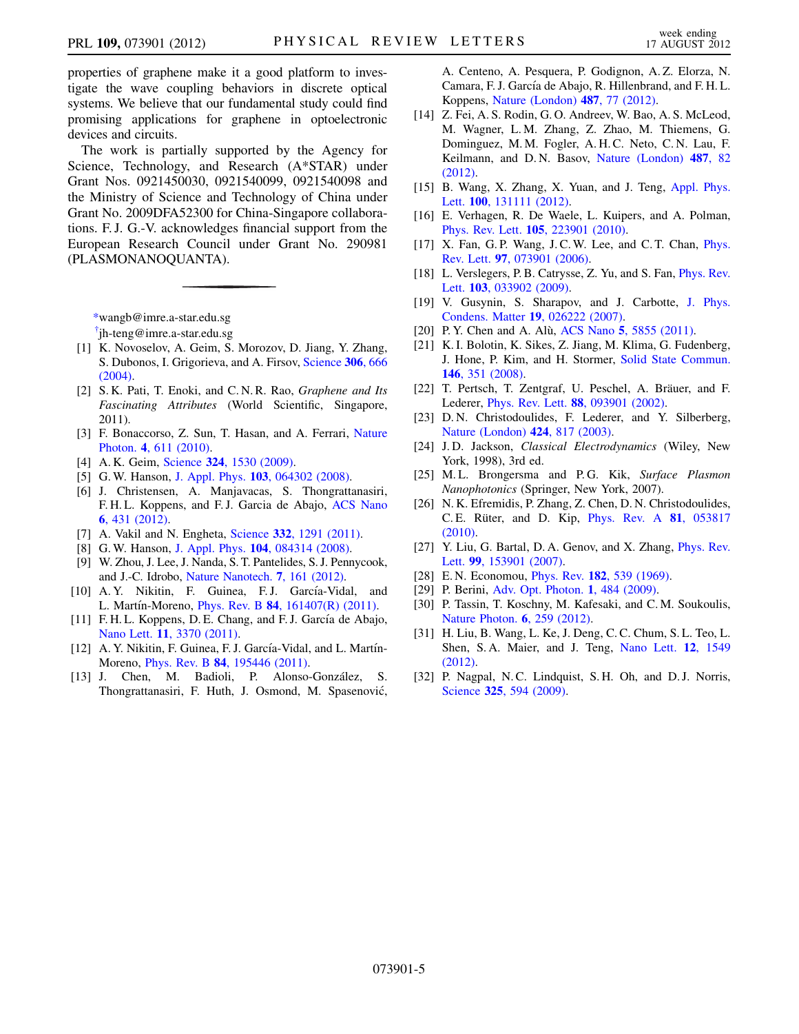properties of graphene make it a good platform to investigate the wave coupling behaviors in discrete optical systems. We believe that our fundamental study could find promising applications for graphene in optoelectronic devices and circuits.

The work is partially supported by the Agency for Science, Technology, and Research (A*STAR) under Grant Nos. 0921450030, 0921540099, 0921540098 and the Ministry of Science and Technology of China under Grant No. 2009DFA52300 for China-Singapore collaborations. F. J. G.-V. acknowledges financial support from the European Research Council under Grant No. 290981 (PLASMONANOQUANTA).

---

*wangb@imre.a-star.edu.sg

†jh-teng@imre.a-star.edu.sg

[1] K. Novoselov, A. Geim, S. Morozov, D. Jiang, Y. Zhang, S. Dubonos, I. Grigorieva, and A. Firsov, Science **306**, 666 (2004).

[2] S. K. Pati, T. Enoki, and C. N. R. Rao, *Graphene and Its Fascinating Attributes* (World Scientific, Singapore, 2011).

[3] F. Bonaccorso, Z. Sun, T. Hasan, and A. Ferrari, Nature Photon. **4**, 611 (2010).

[4] A. K. Geim, Science **324**, 1530 (2009).

[5] G. W. Hanson, J. Appl. Phys. **103**, 064302 (2008).

[6] J. Christensen, A. Manjavacas, S. Thongrattanasiri, F. H. L. Koppens, and F. J. Garcia de Abajo, ACS Nano **6**, 431 (2012).

[7] A. Vakil and N. Engheta, Science **332**, 1291 (2011).

[8] G. W. Hanson, J. Appl. Phys. **104**, 084314 (2008).

[9] W. Zhou, J. Lee, J. Nanda, S. T. Pantelides, S. J. Pennycook, and J.-C. Idrobo, Nature Nanotech. **7**, 161 (2012).

[10] A. Y. Nikitin, F. Guinea, F. J. García-Vidal, and L. Martín-Moreno, Phys. Rev. B **84**, 161407(R) (2011).

[11] F. H. L. Koppens, D. E. Chang, and F. J. García de Abajo, Nano Lett. **11**, 3370 (2011).

[12] A. Y. Nikitin, F. Guinea, F. J. García-Vidal, and L. Martín-Moreno, Phys. Rev. B **84**, 195446 (2011).

[13] J. Chen, M. Badioli, P. Alonso-González, S. Thongrattanasiri, F. Huth, J. Osmond, M. Spasenović, A. Centeno, A. Pesquera, P. Godignon, A. Z. Elorza, N. Camara, F. J. García de Abajo, R. Hillenbrand, and F. H. L. Koppens, Nature (London) **487**, 77 (2012).

[14] Z. Fei, A. S. Rodin, G. O. Andreev, W. Bao, A. S. McLeod, M. Wagner, L. M. Zhang, Z. Zhao, M. Thiemens, G. Dominguez, M. M. Fogler, A. H. C. Neto, C. N. Lau, F. Keilmann, and D. N. Basov, Nature (London) **487**, 82 (2012).

[15] B. Wang, X. Zhang, X. Yuan, and J. Teng, Appl. Phys. Lett. **100**, 131111 (2012).

[16] E. Verhagen, R. De Waele, L. Kuipers, and A. Polman, Phys. Rev. Lett. **105**, 223901 (2010).

[17] X. Fan, G. P. Wang, J. C. W. Lee, and C. T. Chan, Phys. Rev. Lett. **97**, 073901 (2006).

[18] L. Verslegers, P. B. Catrysse, Z. Yu, and S. Fan, Phys. Rev. Lett. **103**, 033902 (2009).

[19] V. Gusynin, S. Sharapov, and J. Carbotte, J. Phys. Condens. Matter **19**, 026222 (2007).

[20] P. Y. Chen and A. Alù, ACS Nano **5**, 5855 (2011).

[21] K. I. Bolotin, K. Sikes, Z. Jiang, M. Klima, G. Fudenberg, J. Hone, P. Kim, and H. Stormer, Solid State Commun. **146**, 351 (2008).

[22] T. Pertsch, T. Zentgraf, U. Peschel, A. Bräuer, and F. Lederer, Phys. Rev. Lett. **88**, 093901 (2002).

[23] D. N. Christodoulides, F. Lederer, and Y. Silberberg, Nature (London) **424**, 817 (2003).

[24] J. D. Jackson, *Classical Electrodynamics* (Wiley, New York, 1998), 3rd ed.

[25] M. L. Brongersma and P. G. Kik, *Surface Plasmon Nanophotonics* (Springer, New York, 2007).

[26] N. K. Efremidis, P. Zhang, Z. Chen, D. N. Christodoulides, C. E. Rüter, and D. Kip, Phys. Rev. A **81**, 053817 (2010).

[27] Y. Liu, G. Bartal, D. A. Genov, and X. Zhang, Phys. Rev. Lett. **99**, 153901 (2007).

[28] E. N. Economou, Phys. Rev. **182**, 539 (1969).

[29] P. Berini, Adv. Opt. Photon. **1**, 484 (2009).

[30] P. Tassin, T. Koschny, M. Kafesaki, and C. M. Soukoulis, Nature Photon. **6**, 259 (2012).

[31] H. Liu, B. Wang, L. Ke, J. Deng, C. C. Chum, S. L. Teo, L. Shen, S. A. Maier, and J. Teng, Nano Lett. **12**, 1549 (2012).

[32] P. Nagpal, N. C. Lindquist, S. H. Oh, and D. J. Norris, Science **325**, 594 (2009).